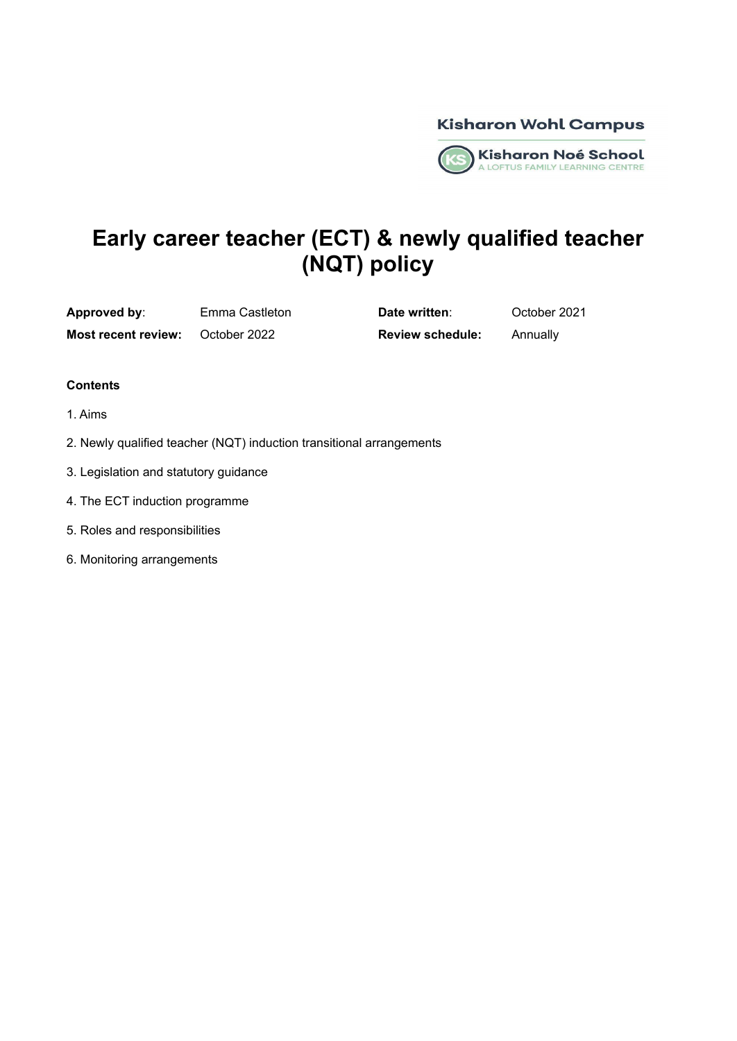Kisharon Wohl Campus

Kisharon Noé School
A LOFTUS FAMILY LEARNING CENTRE

# Early career teacher (ECT) & newly qualified teacher (NQT) policy

| **Approved by**: | Emma Castleton | **Date written**: | October 2021 |
| --- | --- | --- | --- |
| **Most recent review:** | October 2022 | **Review schedule:** | Annually |

**Contents**

1. Aims
2. Newly qualified teacher (NQT) induction transitional arrangements
3. Legislation and statutory guidance
4. The ECT induction programme
5. Roles and responsibilities
6. Monitoring arrangements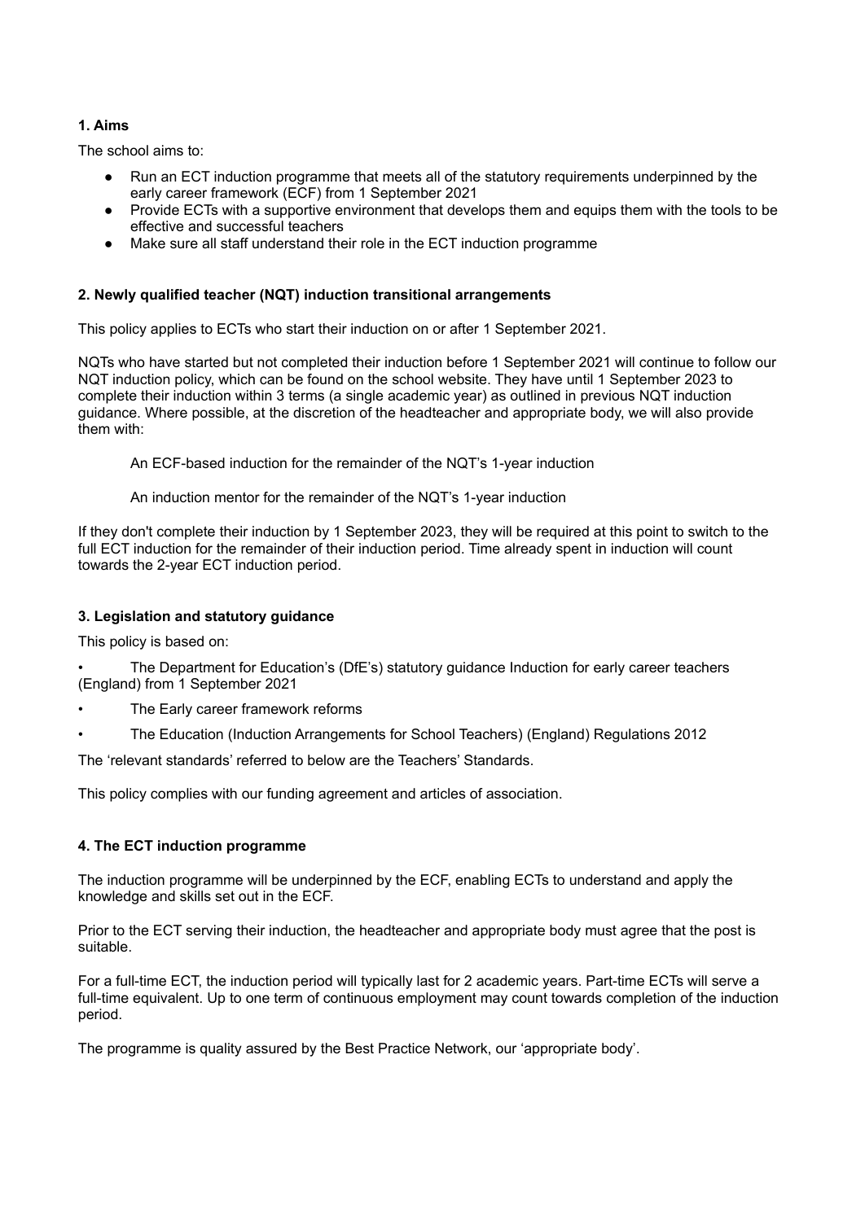## 1. Aims

The school aims to:

- Run an ECT induction programme that meets all of the statutory requirements underpinned by the early career framework (ECF) from 1 September 2021
- Provide ECTs with a supportive environment that develops them and equips them with the tools to be effective and successful teachers
- Make sure all staff understand their role in the ECT induction programme

## 2. Newly qualified teacher (NQT) induction transitional arrangements

This policy applies to ECTs who start their induction on or after 1 September 2021.

NQTs who have started but not completed their induction before 1 September 2021 will continue to follow our NQT induction policy, which can be found on the school website. They have until 1 September 2023 to complete their induction within 3 terms (a single academic year) as outlined in previous NQT induction guidance. Where possible, at the discretion of the headteacher and appropriate body, we will also provide them with:

An ECF-based induction for the remainder of the NQT's 1-year induction

An induction mentor for the remainder of the NQT's 1-year induction

If they don't complete their induction by 1 September 2023, they will be required at this point to switch to the full ECT induction for the remainder of their induction period. Time already spent in induction will count towards the 2-year ECT induction period.

## 3. Legislation and statutory guidance

This policy is based on:

- The Department for Education's (DfE's) statutory guidance Induction for early career teachers (England) from 1 September 2021
- The Early career framework reforms
- The Education (Induction Arrangements for School Teachers) (England) Regulations 2012

The 'relevant standards' referred to below are the Teachers' Standards.

This policy complies with our funding agreement and articles of association.

## 4. The ECT induction programme

The induction programme will be underpinned by the ECF, enabling ECTs to understand and apply the knowledge and skills set out in the ECF.

Prior to the ECT serving their induction, the headteacher and appropriate body must agree that the post is suitable.

For a full-time ECT, the induction period will typically last for 2 academic years. Part-time ECTs will serve a full-time equivalent. Up to one term of continuous employment may count towards completion of the induction period.

The programme is quality assured by the Best Practice Network, our 'appropriate body'.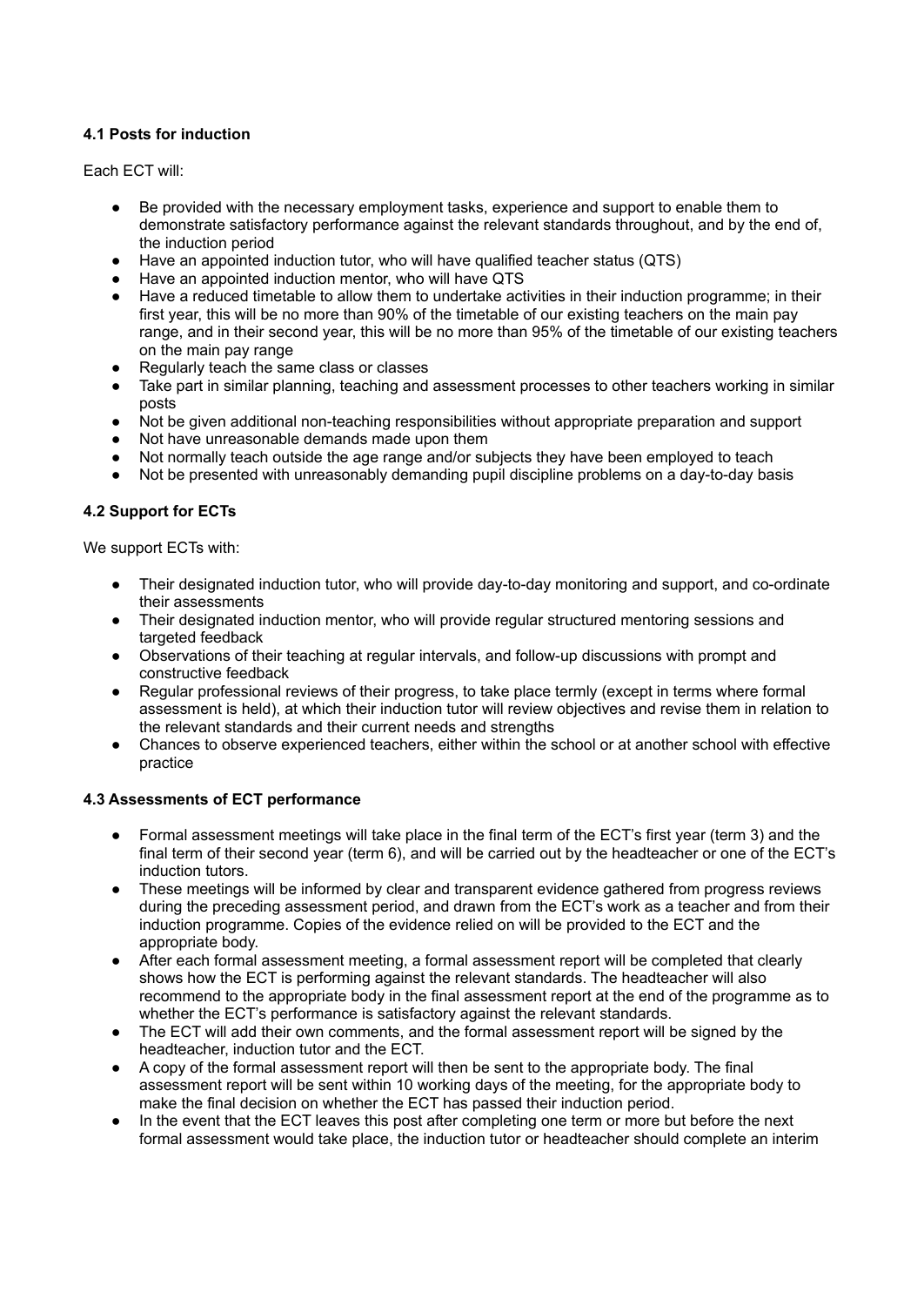### 4.1 Posts for induction

Each ECT will:

- Be provided with the necessary employment tasks, experience and support to enable them to demonstrate satisfactory performance against the relevant standards throughout, and by the end of, the induction period
- Have an appointed induction tutor, who will have qualified teacher status (QTS)
- Have an appointed induction mentor, who will have QTS
- Have a reduced timetable to allow them to undertake activities in their induction programme; in their first year, this will be no more than 90% of the timetable of our existing teachers on the main pay range, and in their second year, this will be no more than 95% of the timetable of our existing teachers on the main pay range
- Regularly teach the same class or classes
- Take part in similar planning, teaching and assessment processes to other teachers working in similar posts
- Not be given additional non-teaching responsibilities without appropriate preparation and support
- Not have unreasonable demands made upon them
- Not normally teach outside the age range and/or subjects they have been employed to teach
- Not be presented with unreasonably demanding pupil discipline problems on a day-to-day basis

### 4.2 Support for ECTs

We support ECTs with:

- Their designated induction tutor, who will provide day-to-day monitoring and support, and co-ordinate their assessments
- Their designated induction mentor, who will provide regular structured mentoring sessions and targeted feedback
- Observations of their teaching at regular intervals, and follow-up discussions with prompt and constructive feedback
- Regular professional reviews of their progress, to take place termly (except in terms where formal assessment is held), at which their induction tutor will review objectives and revise them in relation to the relevant standards and their current needs and strengths
- Chances to observe experienced teachers, either within the school or at another school with effective practice

### 4.3 Assessments of ECT performance

- Formal assessment meetings will take place in the final term of the ECT's first year (term 3) and the final term of their second year (term 6), and will be carried out by the headteacher or one of the ECT's induction tutors.
- These meetings will be informed by clear and transparent evidence gathered from progress reviews during the preceding assessment period, and drawn from the ECT's work as a teacher and from their induction programme. Copies of the evidence relied on will be provided to the ECT and the appropriate body.
- After each formal assessment meeting, a formal assessment report will be completed that clearly shows how the ECT is performing against the relevant standards. The headteacher will also recommend to the appropriate body in the final assessment report at the end of the programme as to whether the ECT's performance is satisfactory against the relevant standards.
- The ECT will add their own comments, and the formal assessment report will be signed by the headteacher, induction tutor and the ECT.
- A copy of the formal assessment report will then be sent to the appropriate body. The final assessment report will be sent within 10 working days of the meeting, for the appropriate body to make the final decision on whether the ECT has passed their induction period.
- In the event that the ECT leaves this post after completing one term or more but before the next formal assessment would take place, the induction tutor or headteacher should complete an interim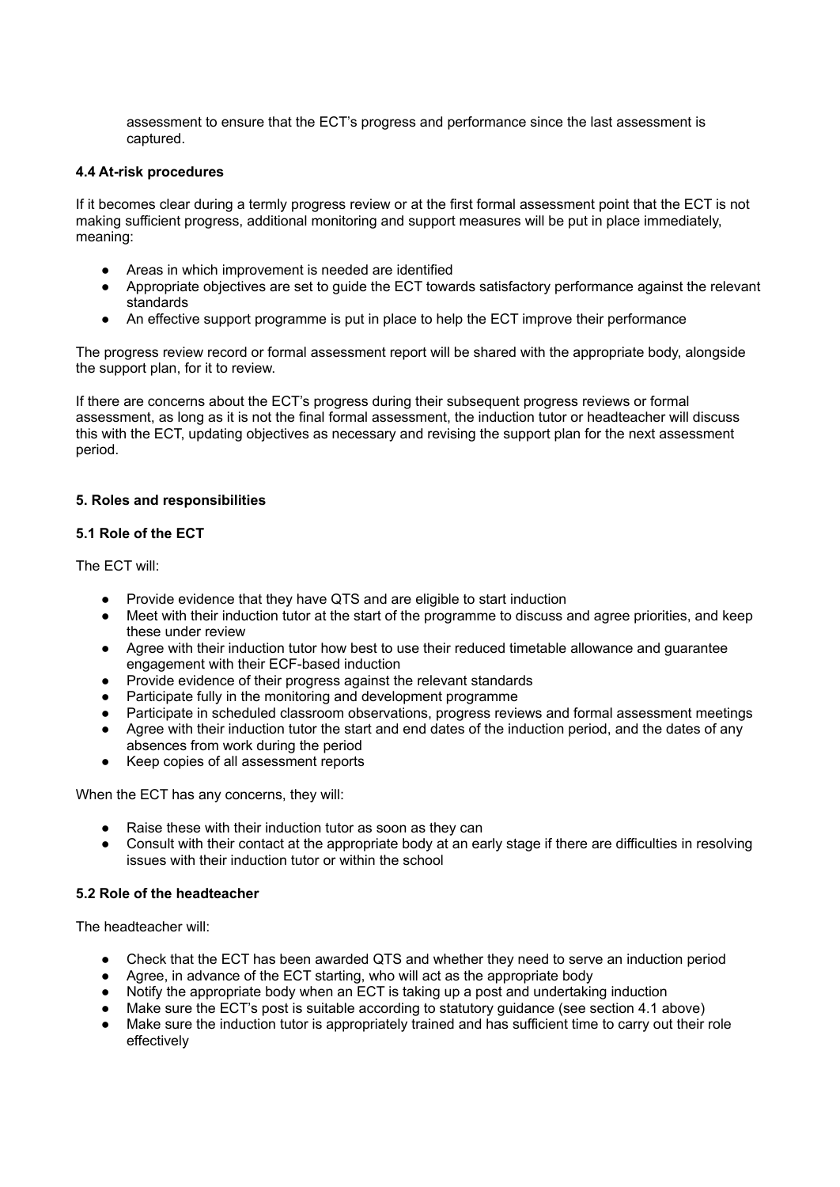assessment to ensure that the ECT's progress and performance since the last assessment is captured.

### 4.4 At-risk procedures

If it becomes clear during a termly progress review or at the first formal assessment point that the ECT is not making sufficient progress, additional monitoring and support measures will be put in place immediately, meaning:

- Areas in which improvement is needed are identified
- Appropriate objectives are set to guide the ECT towards satisfactory performance against the relevant standards
- An effective support programme is put in place to help the ECT improve their performance

The progress review record or formal assessment report will be shared with the appropriate body, alongside the support plan, for it to review.

If there are concerns about the ECT's progress during their subsequent progress reviews or formal assessment, as long as it is not the final formal assessment, the induction tutor or headteacher will discuss this with the ECT, updating objectives as necessary and revising the support plan for the next assessment period.

## 5. Roles and responsibilities

### 5.1 Role of the ECT

The ECT will:

- Provide evidence that they have QTS and are eligible to start induction
- Meet with their induction tutor at the start of the programme to discuss and agree priorities, and keep these under review
- Agree with their induction tutor how best to use their reduced timetable allowance and guarantee engagement with their ECF-based induction
- Provide evidence of their progress against the relevant standards
- Participate fully in the monitoring and development programme
- Participate in scheduled classroom observations, progress reviews and formal assessment meetings
- Agree with their induction tutor the start and end dates of the induction period, and the dates of any absences from work during the period
- Keep copies of all assessment reports

When the ECT has any concerns, they will:

- Raise these with their induction tutor as soon as they can
- Consult with their contact at the appropriate body at an early stage if there are difficulties in resolving issues with their induction tutor or within the school

### 5.2 Role of the headteacher

The headteacher will:

- Check that the ECT has been awarded QTS and whether they need to serve an induction period
- Agree, in advance of the ECT starting, who will act as the appropriate body
- Notify the appropriate body when an ECT is taking up a post and undertaking induction
- Make sure the ECT's post is suitable according to statutory guidance (see section 4.1 above)
- Make sure the induction tutor is appropriately trained and has sufficient time to carry out their role effectively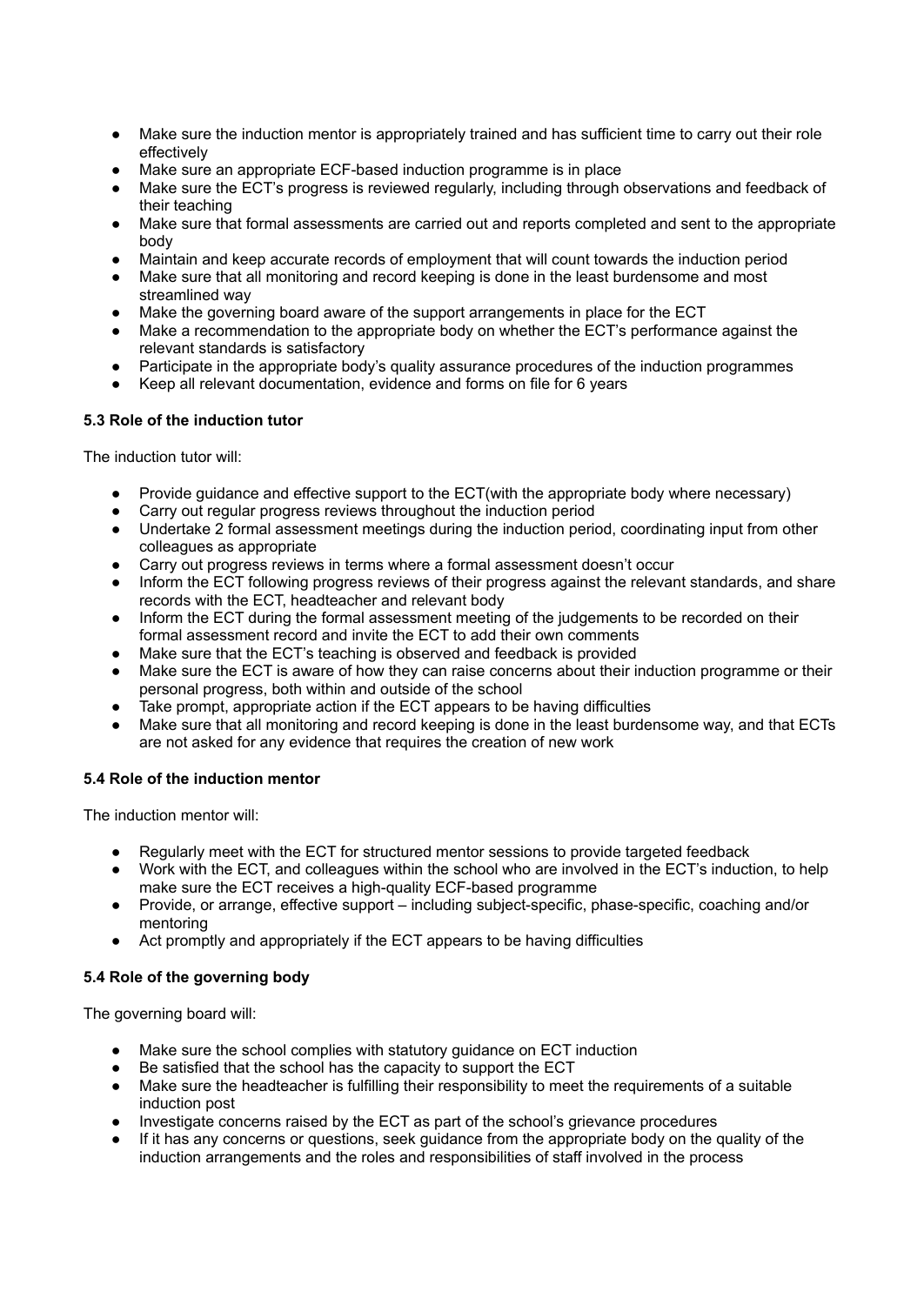- Make sure the induction mentor is appropriately trained and has sufficient time to carry out their role effectively
- Make sure an appropriate ECF-based induction programme is in place
- Make sure the ECT's progress is reviewed regularly, including through observations and feedback of their teaching
- Make sure that formal assessments are carried out and reports completed and sent to the appropriate body
- Maintain and keep accurate records of employment that will count towards the induction period
- Make sure that all monitoring and record keeping is done in the least burdensome and most streamlined way
- Make the governing board aware of the support arrangements in place for the ECT
- Make a recommendation to the appropriate body on whether the ECT's performance against the relevant standards is satisfactory
- Participate in the appropriate body's quality assurance procedures of the induction programmes
- Keep all relevant documentation, evidence and forms on file for 6 years

**5.3 Role of the induction tutor**

The induction tutor will:

- Provide guidance and effective support to the ECT(with the appropriate body where necessary)
- Carry out regular progress reviews throughout the induction period
- Undertake 2 formal assessment meetings during the induction period, coordinating input from other colleagues as appropriate
- Carry out progress reviews in terms where a formal assessment doesn't occur
- Inform the ECT following progress reviews of their progress against the relevant standards, and share records with the ECT, headteacher and relevant body
- Inform the ECT during the formal assessment meeting of the judgements to be recorded on their formal assessment record and invite the ECT to add their own comments
- Make sure that the ECT's teaching is observed and feedback is provided
- Make sure the ECT is aware of how they can raise concerns about their induction programme or their personal progress, both within and outside of the school
- Take prompt, appropriate action if the ECT appears to be having difficulties
- Make sure that all monitoring and record keeping is done in the least burdensome way, and that ECTs are not asked for any evidence that requires the creation of new work

**5.4 Role of the induction mentor**

The induction mentor will:

- Regularly meet with the ECT for structured mentor sessions to provide targeted feedback
- Work with the ECT, and colleagues within the school who are involved in the ECT's induction, to help make sure the ECT receives a high-quality ECF-based programme
- Provide, or arrange, effective support – including subject-specific, phase-specific, coaching and/or mentoring
- Act promptly and appropriately if the ECT appears to be having difficulties

**5.4 Role of the governing body**

The governing board will:

- Make sure the school complies with statutory guidance on ECT induction
- Be satisfied that the school has the capacity to support the ECT
- Make sure the headteacher is fulfilling their responsibility to meet the requirements of a suitable induction post
- Investigate concerns raised by the ECT as part of the school's grievance procedures
- If it has any concerns or questions, seek guidance from the appropriate body on the quality of the induction arrangements and the roles and responsibilities of staff involved in the process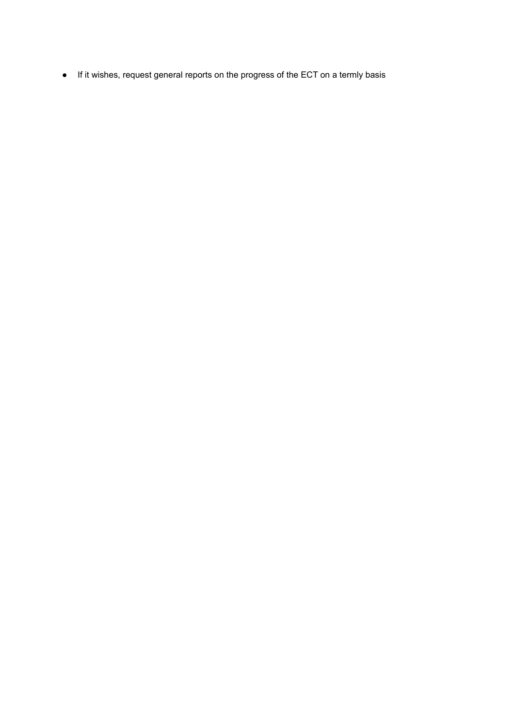- If it wishes, request general reports on the progress of the ECT on a termly basis